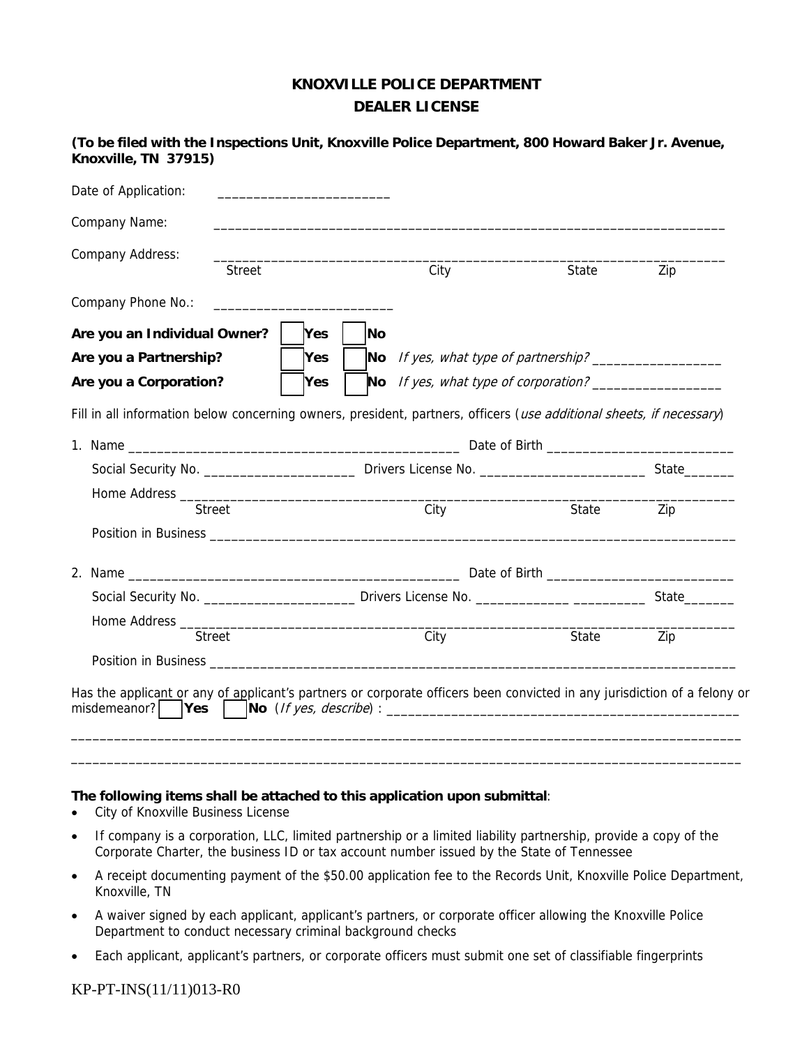# KNOXVILLE POLICE DEPARTMENT
## DEALER LICENSE

**(To be filed with the Inspections Unit, Knoxville Police Department, 800 Howard Baker Jr. Avenue, Knoxville, TN 37915)**

Date of Application: ________________________

Company Name: ________________________________________________________________________

Company Address: ________________________________________________________________________
Street City State Zip

Company Phone No.: ________________________

**Are you an Individual Owner?** ☐ **Yes** ☐ **No**

**Are you a Partnership?** ☐ **Yes** ☐ **No** *If yes, what type of partnership?* _________________

**Are you a Corporation?** ☐ **Yes** ☐ **No** *If yes, what type of corporation?* _________________

Fill in all information below concerning owners, president, partners, officers (*use additional sheets, if necessary*)

1. Name ______________________________________________ Date of Birth __________________________

   Social Security No. _____________________ Drivers License No. _______________________ State_______

   Home Address ____________________________________________________________________________
   Street City State Zip

   Position in Business ________________________________________________________________________

2. Name ______________________________________________ Date of Birth __________________________

   Social Security No. _____________________ Drivers License No. _____________ __________ State_______

   Home Address ____________________________________________________________________________
   Street City State Zip

   Position in Business ________________________________________________________________________

Has the applicant or any of applicant's partners or corporate officers been convicted in any jurisdiction of a felony or misdemeanor? ☐ **Yes** ☐ **No** (*If yes, describe*) : _______________________________________________

______________________________________________________________________________________________

______________________________________________________________________________________________

**The following items shall be attached to this application upon submittal**:

- City of Knoxville Business License
- If company is a corporation, LLC, limited partnership or a limited liability partnership, provide a copy of the Corporate Charter, the business ID or tax account number issued by the State of Tennessee
- A receipt documenting payment of the $50.00 application fee to the Records Unit, Knoxville Police Department, Knoxville, TN
- A waiver signed by each applicant, applicant's partners, or corporate officer allowing the Knoxville Police Department to conduct necessary criminal background checks
- Each applicant, applicant's partners, or corporate officers must submit one set of classifiable fingerprints

KP-PT-INS(11/11)013-R0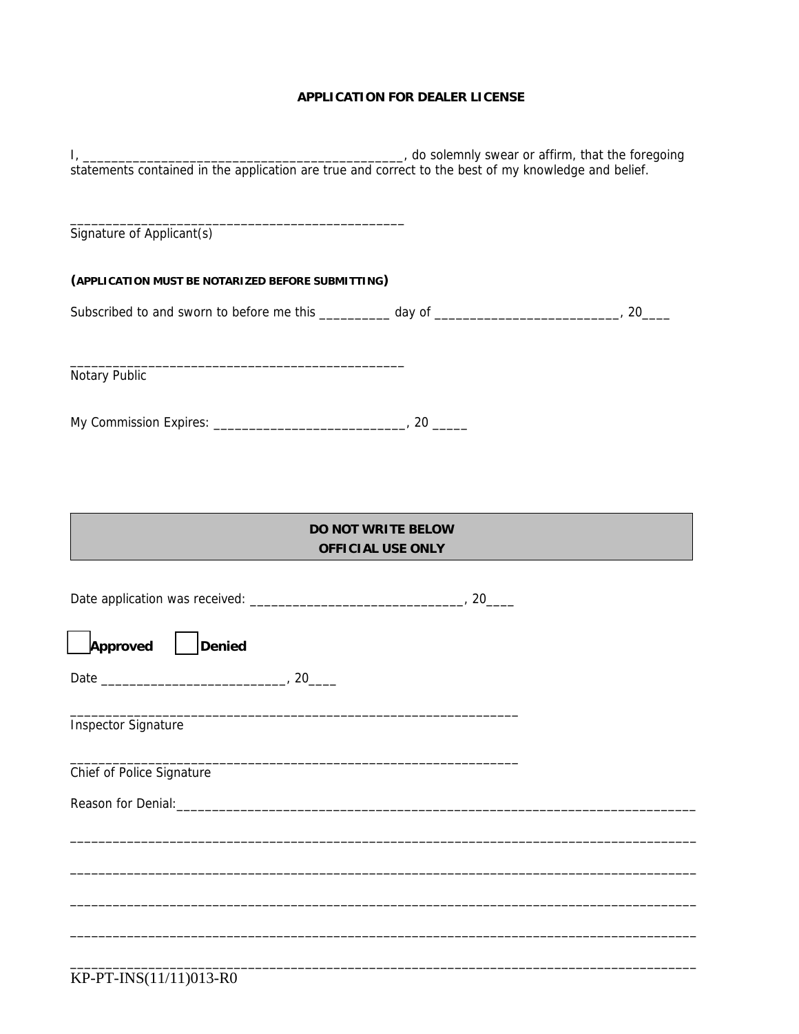## APPLICATION FOR DEALER LICENSE

I, _______________________________________________, do solemnly swear or affirm, that the foregoing statements contained in the application are true and correct to the best of my knowledge and belief.

_________________________________________________
Signature of Applicant(s)

**(APPLICATION MUST BE NOTARIZED BEFORE SUBMITTING)**

Subscribed to and sworn to before me this __________ day of __________________________, 20____

_________________________________________________
Notary Public

My Commission Expires: ___________________________, 20 _____

**DO NOT WRITE BELOW**
**OFFICIAL USE ONLY**

Date application was received: ______________________________, 20____

☐ **Approved** ☐ **Denied**

Date __________________________, 20____

_________________________________________________________________
Inspector Signature

_________________________________________________________________
Chief of Police Signature

Reason for Denial:___________________________________________________________________________

_____________________________________________________________________________________________

_____________________________________________________________________________________________

_____________________________________________________________________________________________

_____________________________________________________________________________________________

_____________________________________________________________________________________________

KP-PT-INS(11/11)013-R0